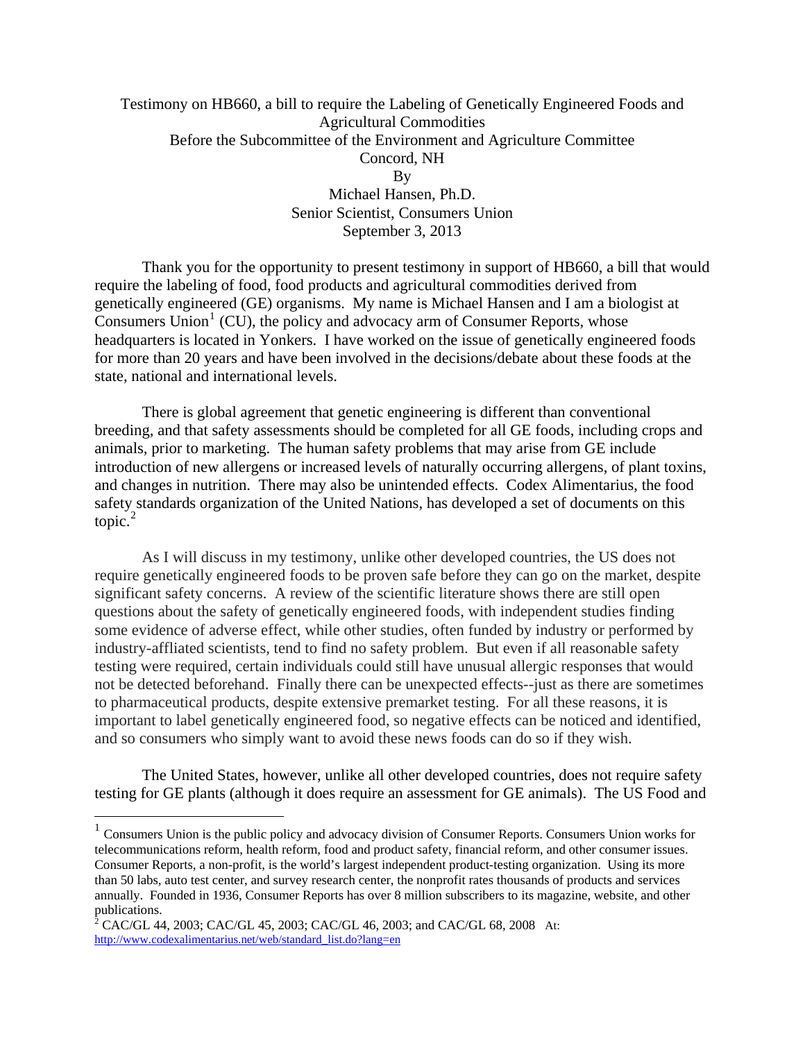Testimony on HB660, a bill to require the Labeling of Genetically Engineered Foods and Agricultural Commodities
Before the Subcommittee of the Environment and Agriculture Committee
Concord, NH
By
Michael Hansen, Ph.D.
Senior Scientist, Consumers Union
September 3, 2013

Thank you for the opportunity to present testimony in support of HB660, a bill that would require the labeling of food, food products and agricultural commodities derived from genetically engineered (GE) organisms. My name is Michael Hansen and I am a biologist at Consumers Union[1] (CU), the policy and advocacy arm of Consumer Reports, whose headquarters is located in Yonkers. I have worked on the issue of genetically engineered foods for more than 20 years and have been involved in the decisions/debate about these foods at the state, national and international levels.

There is global agreement that genetic engineering is different than conventional breeding, and that safety assessments should be completed for all GE foods, including crops and animals, prior to marketing. The human safety problems that may arise from GE include introduction of new allergens or increased levels of naturally occurring allergens, of plant toxins, and changes in nutrition. There may also be unintended effects. Codex Alimentarius, the food safety standards organization of the United Nations, has developed a set of documents on this topic.[2]

As I will discuss in my testimony, unlike other developed countries, the US does not require genetically engineered foods to be proven safe before they can go on the market, despite significant safety concerns. A review of the scientific literature shows there are still open questions about the safety of genetically engineered foods, with independent studies finding some evidence of adverse effect, while other studies, often funded by industry or performed by industry-affliated scientists, tend to find no safety problem. But even if all reasonable safety testing were required, certain individuals could still have unusual allergic responses that would not be detected beforehand. Finally there can be unexpected effects--just as there are sometimes to pharmaceutical products, despite extensive premarket testing. For all these reasons, it is important to label genetically engineered food, so negative effects can be noticed and identified, and so consumers who simply want to avoid these news foods can do so if they wish.

The United States, however, unlike all other developed countries, does not require safety testing for GE plants (although it does require an assessment for GE animals). The US Food and

---

[1] Consumers Union is the public policy and advocacy division of Consumer Reports. Consumers Union works for telecommunications reform, health reform, food and product safety, financial reform, and other consumer issues. Consumer Reports, a non-profit, is the world's largest independent product-testing organization. Using its more than 50 labs, auto test center, and survey research center, the nonprofit rates thousands of products and services annually. Founded in 1936, Consumer Reports has over 8 million subscribers to its magazine, website, and other publications.

[2] CAC/GL 44, 2003; CAC/GL 45, 2003; CAC/GL 46, 2003; and CAC/GL 68, 2008 At: http://www.codexalimentarius.net/web/standard_list.do?lang=en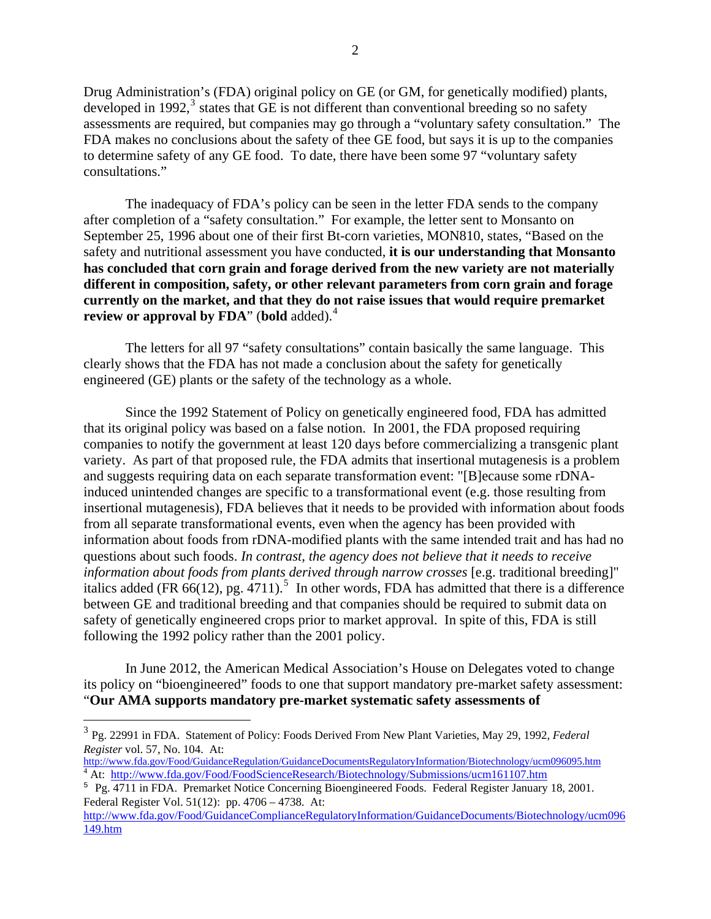Drug Administration's (FDA) original policy on GE (or GM, for genetically modified) plants, developed in 1992,[3] states that GE is not different than conventional breeding so no safety assessments are required, but companies may go through a "voluntary safety consultation." The FDA makes no conclusions about the safety of thee GE food, but says it is up to the companies to determine safety of any GE food. To date, there have been some 97 "voluntary safety consultations."

The inadequacy of FDA's policy can be seen in the letter FDA sends to the company after completion of a "safety consultation." For example, the letter sent to Monsanto on September 25, 1996 about one of their first Bt-corn varieties, MON810, states, "Based on the safety and nutritional assessment you have conducted, **it is our understanding that Monsanto has concluded that corn grain and forage derived from the new variety are not materially different in composition, safety, or other relevant parameters from corn grain and forage currently on the market, and that they do not raise issues that would require premarket review or approval by FDA**" (**bold** added).[4]

The letters for all 97 "safety consultations" contain basically the same language. This clearly shows that the FDA has not made a conclusion about the safety for genetically engineered (GE) plants or the safety of the technology as a whole.

Since the 1992 Statement of Policy on genetically engineered food, FDA has admitted that its original policy was based on a false notion. In 2001, the FDA proposed requiring companies to notify the government at least 120 days before commercializing a transgenic plant variety. As part of that proposed rule, the FDA admits that insertional mutagenesis is a problem and suggests requiring data on each separate transformation event: "[B]ecause some rDNA-induced unintended changes are specific to a transformational event (e.g. those resulting from insertional mutagenesis), FDA believes that it needs to be provided with information about foods from all separate transformational events, even when the agency has been provided with information about foods from rDNA-modified plants with the same intended trait and has had no questions about such foods. *In contrast, the agency does not believe that it needs to receive information about foods from plants derived through narrow crosses* [e.g. traditional breeding]" italics added (FR 66(12), pg. 4711).[5] In other words, FDA has admitted that there is a difference between GE and traditional breeding and that companies should be required to submit data on safety of genetically engineered crops prior to market approval. In spite of this, FDA is still following the 1992 policy rather than the 2001 policy.

In June 2012, the American Medical Association's House on Delegates voted to change its policy on "bioengineered" foods to one that support mandatory pre-market safety assessment: "**Our AMA supports mandatory pre-market systematic safety assessments of**

---

[3] Pg. 22991 in FDA. Statement of Policy: Foods Derived From New Plant Varieties, May 29, 1992, *Federal Register* vol. 57, No. 104. At: http://www.fda.gov/Food/GuidanceRegulation/GuidanceDocumentsRegulatoryInformation/Biotechnology/ucm096095.htm

[4] At: http://www.fda.gov/Food/FoodScienceResearch/Biotechnology/Submissions/ucm161107.htm

[5] Pg. 4711 in FDA. Premarket Notice Concerning Bioengineered Foods. Federal Register January 18, 2001. Federal Register Vol. 51(12): pp. 4706 – 4738. At: http://www.fda.gov/Food/GuidanceComplianceRegulatoryInformation/GuidanceDocuments/Biotechnology/ucm096149.htm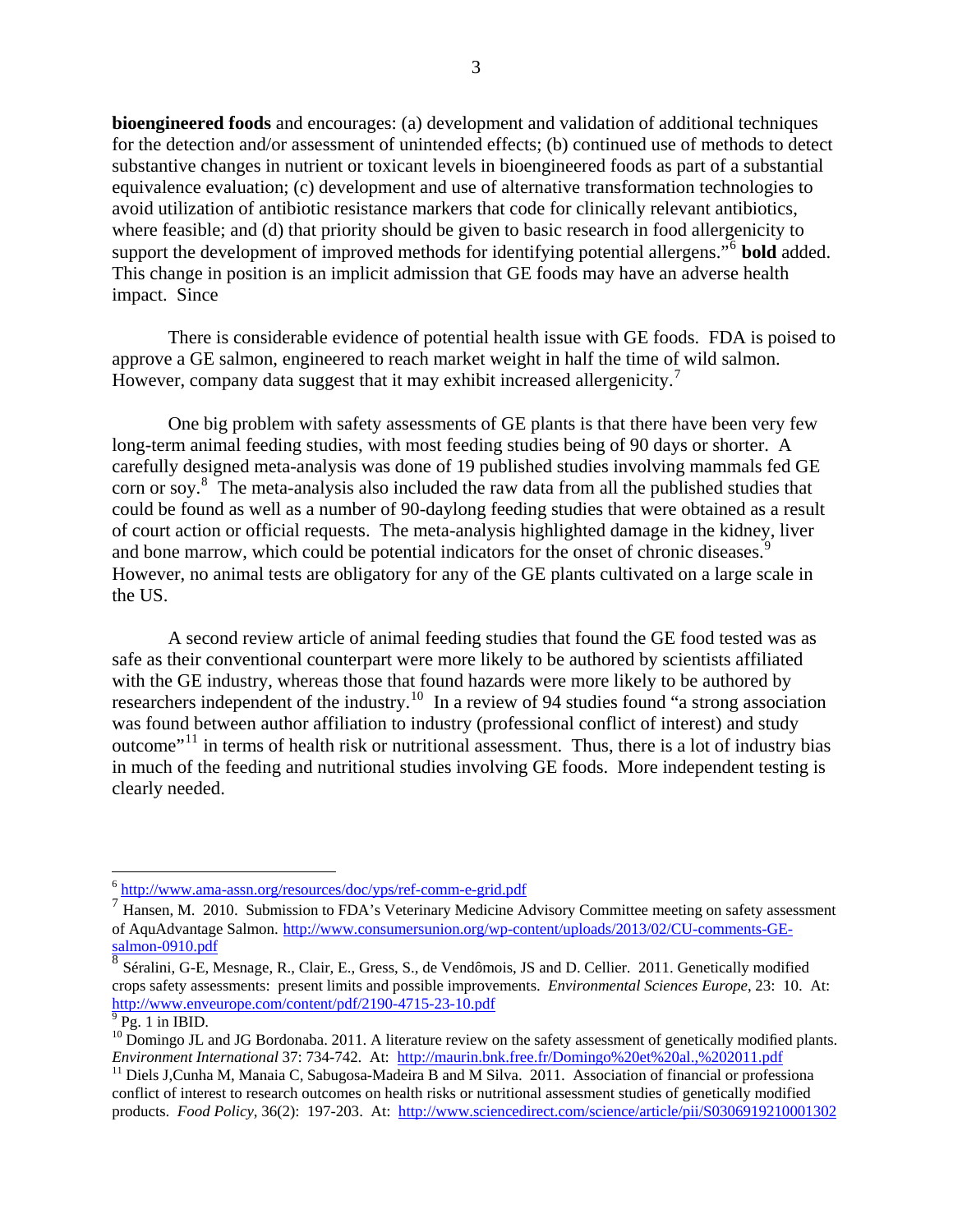**bioengineered foods** and encourages: (a) development and validation of additional techniques for the detection and/or assessment of unintended effects; (b) continued use of methods to detect substantive changes in nutrient or toxicant levels in bioengineered foods as part of a substantial equivalence evaluation; (c) development and use of alternative transformation technologies to avoid utilization of antibiotic resistance markers that code for clinically relevant antibiotics, where feasible; and (d) that priority should be given to basic research in food allergenicity to support the development of improved methods for identifying potential allergens."[6] **bold** added. This change in position is an implicit admission that GE foods may have an adverse health impact. Since

There is considerable evidence of potential health issue with GE foods. FDA is poised to approve a GE salmon, engineered to reach market weight in half the time of wild salmon. However, company data suggest that it may exhibit increased allergenicity.[7]

One big problem with safety assessments of GE plants is that there have been very few long-term animal feeding studies, with most feeding studies being of 90 days or shorter. A carefully designed meta-analysis was done of 19 published studies involving mammals fed GE corn or soy.[8] The meta-analysis also included the raw data from all the published studies that could be found as well as a number of 90-daylong feeding studies that were obtained as a result of court action or official requests. The meta-analysis highlighted damage in the kidney, liver and bone marrow, which could be potential indicators for the onset of chronic diseases.[9] However, no animal tests are obligatory for any of the GE plants cultivated on a large scale in the US.

A second review article of animal feeding studies that found the GE food tested was as safe as their conventional counterpart were more likely to be authored by scientists affiliated with the GE industry, whereas those that found hazards were more likely to be authored by researchers independent of the industry.[10] In a review of 94 studies found "a strong association was found between author affiliation to industry (professional conflict of interest) and study outcome"[11] in terms of health risk or nutritional assessment. Thus, there is a lot of industry bias in much of the feeding and nutritional studies involving GE foods. More independent testing is clearly needed.

---

[6] http://www.ama-assn.org/resources/doc/yps/ref-comm-e-grid.pdf

[7] Hansen, M. 2010. Submission to FDA's Veterinary Medicine Advisory Committee meeting on safety assessment of AquAdvantage Salmon. http://www.consumersunion.org/wp-content/uploads/2013/02/CU-comments-GE-salmon-0910.pdf

[8] Séralini, G-E, Mesnage, R., Clair, E., Gress, S., de Vendômois, JS and D. Cellier. 2011. Genetically modified crops safety assessments: present limits and possible improvements. *Environmental Sciences Europe*, 23: 10. At: http://www.enveurope.com/content/pdf/2190-4715-23-10.pdf

[9] Pg. 1 in IBID.

[10] Domingo JL and JG Bordonaba. 2011. A literature review on the safety assessment of genetically modified plants. *Environment International* 37: 734-742. At: http://maurin.bnk.free.fr/Domingo%20et%20al.,%202011.pdf

[11] Diels J,Cunha M, Manaia C, Sabugosa-Madeira B and M Silva. 2011. Association of financial or professiona conflict of interest to research outcomes on health risks or nutritional assessment studies of genetically modified products. *Food Policy*, 36(2): 197-203. At: http://www.sciencedirect.com/science/article/pii/S0306919210001302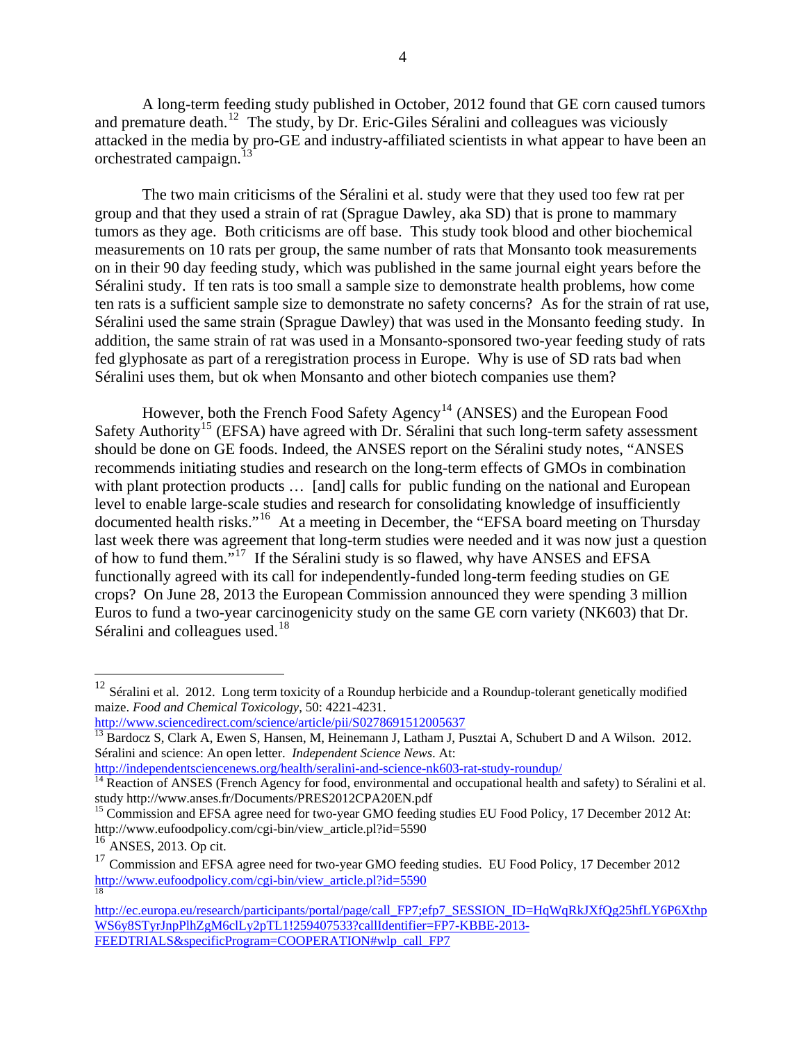A long-term feeding study published in October, 2012 found that GE corn caused tumors and premature death.[12] The study, by Dr. Eric-Giles Séralini and colleagues was viciously attacked in the media by pro-GE and industry-affiliated scientists in what appear to have been an orchestrated campaign.[13]

The two main criticisms of the Séralini et al. study were that they used too few rat per group and that they used a strain of rat (Sprague Dawley, aka SD) that is prone to mammary tumors as they age. Both criticisms are off base. This study took blood and other biochemical measurements on 10 rats per group, the same number of rats that Monsanto took measurements on in their 90 day feeding study, which was published in the same journal eight years before the Séralini study. If ten rats is too small a sample size to demonstrate health problems, how come ten rats is a sufficient sample size to demonstrate no safety concerns? As for the strain of rat use, Séralini used the same strain (Sprague Dawley) that was used in the Monsanto feeding study. In addition, the same strain of rat was used in a Monsanto-sponsored two-year feeding study of rats fed glyphosate as part of a reregistration process in Europe. Why is use of SD rats bad when Séralini uses them, but ok when Monsanto and other biotech companies use them?

However, both the French Food Safety Agency[14] (ANSES) and the European Food Safety Authority[15] (EFSA) have agreed with Dr. Séralini that such long-term safety assessment should be done on GE foods. Indeed, the ANSES report on the Séralini study notes, "ANSES recommends initiating studies and research on the long-term effects of GMOs in combination with plant protection products … [and] calls for public funding on the national and European level to enable large-scale studies and research for consolidating knowledge of insufficiently documented health risks."[16] At a meeting in December, the "EFSA board meeting on Thursday last week there was agreement that long-term studies were needed and it was now just a question of how to fund them."[17] If the Séralini study is so flawed, why have ANSES and EFSA functionally agreed with its call for independently-funded long-term feeding studies on GE crops? On June 28, 2013 the European Commission announced they were spending 3 million Euros to fund a two-year carcinogenicity study on the same GE corn variety (NK603) that Dr. Séralini and colleagues used.[18]

---

[12] Séralini et al. 2012. Long term toxicity of a Roundup herbicide and a Roundup-tolerant genetically modified maize. *Food and Chemical Toxicology*, 50: 4221-4231. http://www.sciencedirect.com/science/article/pii/S0278691512005637

[13] Bardocz S, Clark A, Ewen S, Hansen, M, Heinemann J, Latham J, Pusztai A, Schubert D and A Wilson. 2012. Séralini and science: An open letter. *Independent Science News*. At: http://independentsciencenews.org/health/seralini-and-science-nk603-rat-study-roundup/

[14] Reaction of ANSES (French Agency for food, environmental and occupational health and safety) to Séralini et al. study http://www.anses.fr/Documents/PRES2012CPA20EN.pdf

[15] Commission and EFSA agree need for two-year GMO feeding studies EU Food Policy, 17 December 2012 At: http://www.eufoodpolicy.com/cgi-bin/view_article.pl?id=5590

[16] ANSES, 2013. Op cit.

[17] Commission and EFSA agree need for two-year GMO feeding studies. EU Food Policy, 17 December 2012 http://www.eufoodpolicy.com/cgi-bin/view_article.pl?id=5590

[18] http://ec.europa.eu/research/participants/portal/page/call_FP7;efp7_SESSION_ID=HqWqRkJXfQg25hfLY6P6XthpWS6y8STyrJnpPlhZgM6clLy2pTL1!259407533?callIdentifier=FP7-KBBE-2013-FEEDTRIALS&specificProgram=COOPERATION#wlp_call_FP7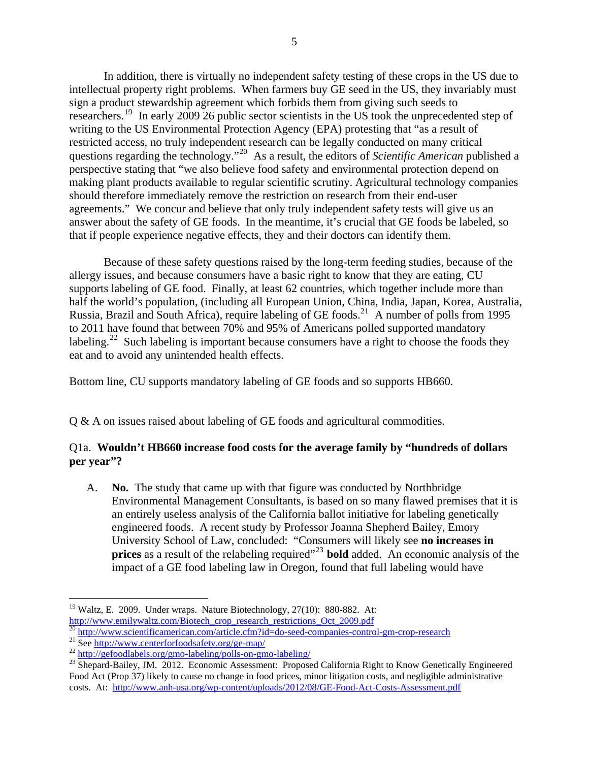In addition, there is virtually no independent safety testing of these crops in the US due to intellectual property right problems. When farmers buy GE seed in the US, they invariably must sign a product stewardship agreement which forbids them from giving such seeds to researchers.[19] In early 2009 26 public sector scientists in the US took the unprecedented step of writing to the US Environmental Protection Agency (EPA) protesting that "as a result of restricted access, no truly independent research can be legally conducted on many critical questions regarding the technology."[20] As a result, the editors of *Scientific American* published a perspective stating that "we also believe food safety and environmental protection depend on making plant products available to regular scientific scrutiny. Agricultural technology companies should therefore immediately remove the restriction on research from their end-user agreements." We concur and believe that only truly independent safety tests will give us an answer about the safety of GE foods. In the meantime, it's crucial that GE foods be labeled, so that if people experience negative effects, they and their doctors can identify them.

Because of these safety questions raised by the long-term feeding studies, because of the allergy issues, and because consumers have a basic right to know that they are eating, CU supports labeling of GE food. Finally, at least 62 countries, which together include more than half the world's population, (including all European Union, China, India, Japan, Korea, Australia, Russia, Brazil and South Africa), require labeling of GE foods.[21] A number of polls from 1995 to 2011 have found that between 70% and 95% of Americans polled supported mandatory labeling.[22] Such labeling is important because consumers have a right to choose the foods they eat and to avoid any unintended health effects.

Bottom line, CU supports mandatory labeling of GE foods and so supports HB660.

Q & A on issues raised about labeling of GE foods and agricultural commodities.

Q1a. **Wouldn't HB660 increase food costs for the average family by "hundreds of dollars per year"?**

A. **No.** The study that came up with that figure was conducted by Northbridge Environmental Management Consultants, is based on so many flawed premises that it is an entirely useless analysis of the California ballot initiative for labeling genetically engineered foods. A recent study by Professor Joanna Shepherd Bailey, Emory University School of Law, concluded: "Consumers will likely see **no increases in prices** as a result of the relabeling required"[23] **bold** added. An economic analysis of the impact of a GE food labeling law in Oregon, found that full labeling would have

---

[19] Waltz, E. 2009. Under wraps. Nature Biotechnology, 27(10): 880-882. At: http://www.emilywaltz.com/Biotech_crop_research_restrictions_Oct_2009.pdf

[20] http://www.scientificamerican.com/article.cfm?id=do-seed-companies-control-gm-crop-research

[21] See http://www.centerforfoodsafety.org/ge-map/

[22] http://gefoodlabels.org/gmo-labeling/polls-on-gmo-labeling/

[23] Shepard-Bailey, JM. 2012. Economic Assessment: Proposed California Right to Know Genetically Engineered Food Act (Prop 37) likely to cause no change in food prices, minor litigation costs, and negligible administrative costs. At: http://www.anh-usa.org/wp-content/uploads/2012/08/GE-Food-Act-Costs-Assessment.pdf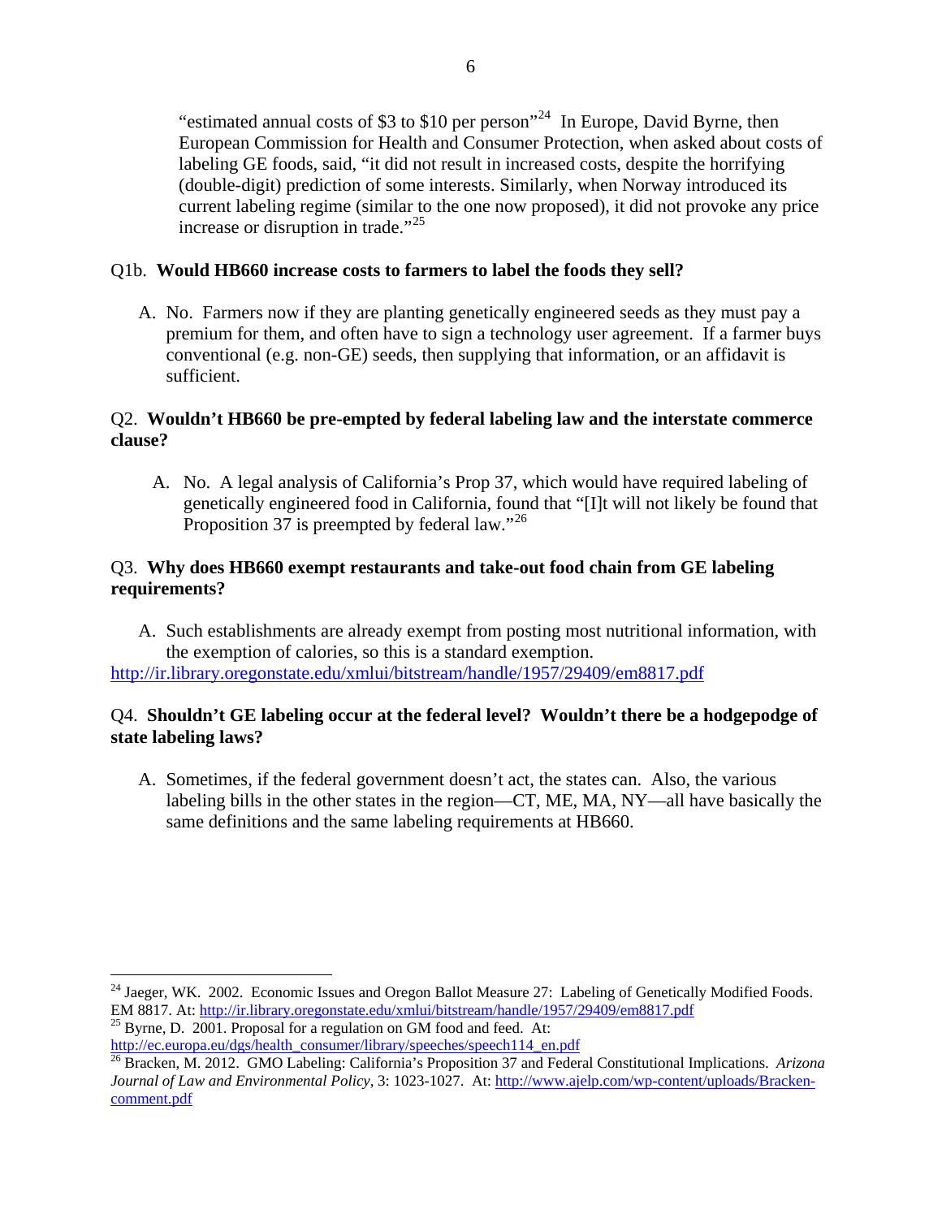"estimated annual costs of $3 to $10 per person"[24] In Europe, David Byrne, then European Commission for Health and Consumer Protection, when asked about costs of labeling GE foods, said, "it did not result in increased costs, despite the horrifying (double-digit) prediction of some interests. Similarly, when Norway introduced its current labeling regime (similar to the one now proposed), it did not provoke any price increase or disruption in trade."[25]

Q1b. **Would HB660 increase costs to farmers to label the foods they sell?**

A. No. Farmers now if they are planting genetically engineered seeds as they must pay a premium for them, and often have to sign a technology user agreement. If a farmer buys conventional (e.g. non-GE) seeds, then supplying that information, or an affidavit is sufficient.

Q2. **Wouldn't HB660 be pre-empted by federal labeling law and the interstate commerce clause?**

A. No. A legal analysis of California's Prop 37, which would have required labeling of genetically engineered food in California, found that "[I]t will not likely be found that Proposition 37 is preempted by federal law."[26]

Q3. **Why does HB660 exempt restaurants and take-out food chain from GE labeling requirements?**

A. Such establishments are already exempt from posting most nutritional information, with the exemption of calories, so this is a standard exemption.

http://ir.library.oregonstate.edu/xmlui/bitstream/handle/1957/29409/em8817.pdf

Q4. **Shouldn't GE labeling occur at the federal level? Wouldn't there be a hodgepodge of state labeling laws?**

A. Sometimes, if the federal government doesn't act, the states can. Also, the various labeling bills in the other states in the region—CT, ME, MA, NY—all have basically the same definitions and the same labeling requirements at HB660.

---

[24] Jaeger, WK. 2002. Economic Issues and Oregon Ballot Measure 27: Labeling of Genetically Modified Foods. EM 8817. At: http://ir.library.oregonstate.edu/xmlui/bitstream/handle/1957/29409/em8817.pdf

[25] Byrne, D. 2001. Proposal for a regulation on GM food and feed. At: http://ec.europa.eu/dgs/health_consumer/library/speeches/speech114_en.pdf

[26] Bracken, M. 2012. GMO Labeling: California's Proposition 37 and Federal Constitutional Implications. *Arizona Journal of Law and Environmental Policy*, 3: 1023-1027. At: http://www.ajelp.com/wp-content/uploads/Bracken-comment.pdf